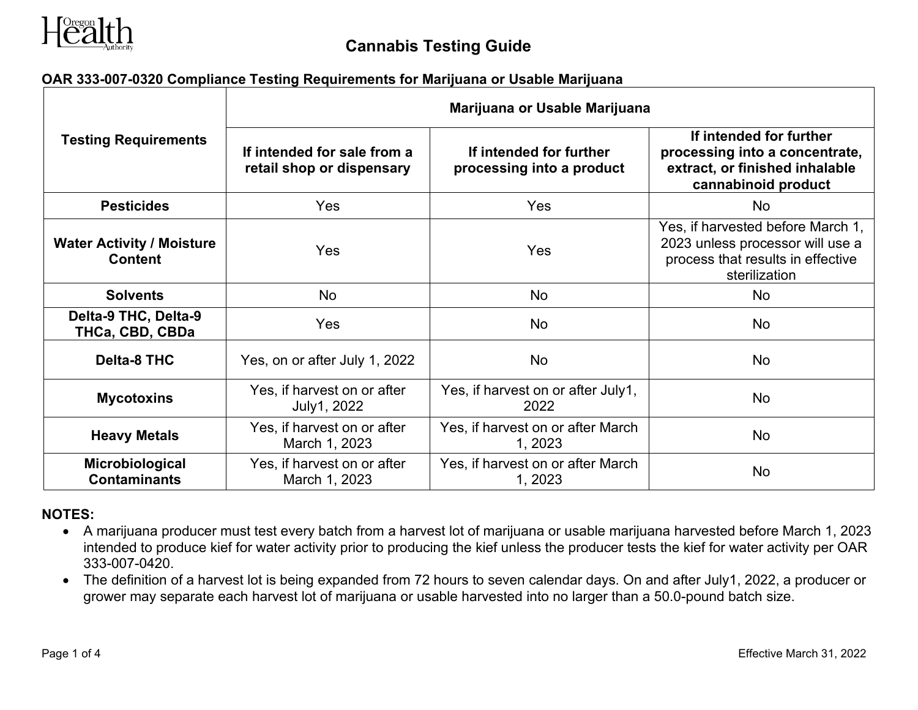# Cannabis Testing Guide

## OAR 333-007-0320 Compliance Testing Requirements for Marijuana or Usable Marijuana

| Testing Requirements | Marijuana or Usable Marijuana | | |
|---|---|---|---|
| | **If intended for sale from a retail shop or dispensary** | **If intended for further processing into a product** | **If intended for further processing into a concentrate, extract, or finished inhalable cannabinoid product** |
| **Pesticides** | Yes | Yes | No |
| **Water Activity / Moisture Content** | Yes | Yes | Yes, if harvested before March 1, 2023 unless processor will use a process that results in effective sterilization |
| **Solvents** | No | No | No |
| **Delta-9 THC, Delta-9 THCa, CBD, CBDa** | Yes | No | No |
| **Delta-8 THC** | Yes, on or after July 1, 2022 | No | No |
| **Mycotoxins** | Yes, if harvest on or after July1, 2022 | Yes, if harvest on or after July1, 2022 | No |
| **Heavy Metals** | Yes, if harvest on or after March 1, 2023 | Yes, if harvest on or after March 1, 2023 | No |
| **Microbiological Contaminants** | Yes, if harvest on or after March 1, 2023 | Yes, if harvest on or after March 1, 2023 | No |

**NOTES:**

- A marijuana producer must test every batch from a harvest lot of marijuana or usable marijuana harvested before March 1, 2023 intended to produce kief for water activity prior to producing the kief unless the producer tests the kief for water activity per OAR 333-007-0420.
- The definition of a harvest lot is being expanded from 72 hours to seven calendar days. On and after July1, 2022, a producer or grower may separate each harvest lot of marijuana or usable harvested into no larger than a 50.0-pound batch size.

Effective March 31, 2022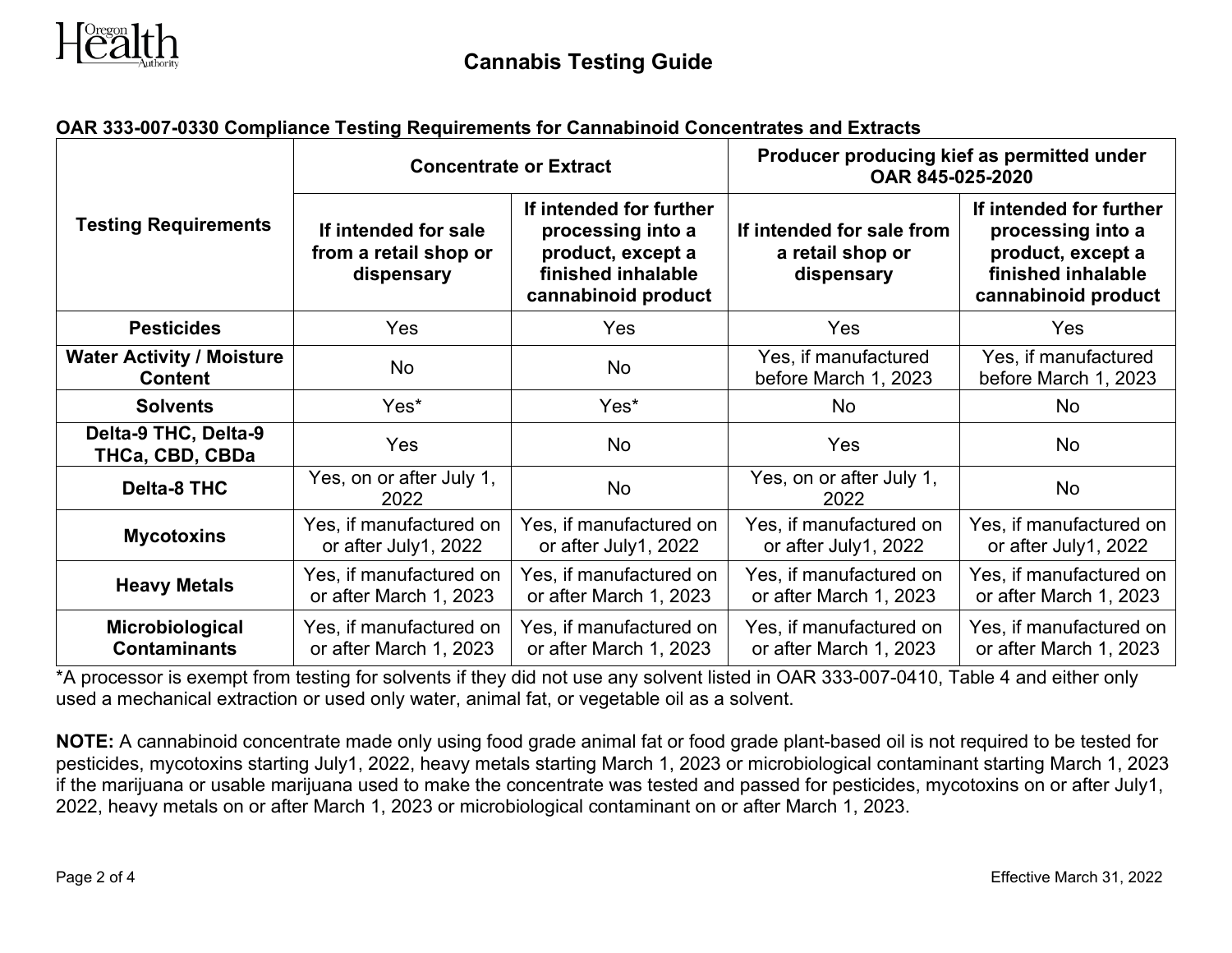## Cannabis Testing Guide

**OAR 333-007-0330 Compliance Testing Requirements for Cannabinoid Concentrates and Extracts**

| Testing Requirements | Concentrate or Extract | | Producer producing kief as permitted under OAR 845-025-2020 | |
|---|---|---|---|---|
| | If intended for sale from a retail shop or dispensary | If intended for further processing into a product, except a finished inhalable cannabinoid product | If intended for sale from a retail shop or dispensary | If intended for further processing into a product, except a finished inhalable cannabinoid product |
| **Pesticides** | Yes | Yes | Yes | Yes |
| **Water Activity / Moisture Content** | No | No | Yes, if manufactured before March 1, 2023 | Yes, if manufactured before March 1, 2023 |
| **Solvents** | Yes* | Yes* | No | No |
| **Delta-9 THC, Delta-9 THCa, CBD, CBDa** | Yes | No | Yes | No |
| **Delta-8 THC** | Yes, on or after July 1, 2022 | No | Yes, on or after July 1, 2022 | No |
| **Mycotoxins** | Yes, if manufactured on or after July1, 2022 | Yes, if manufactured on or after July1, 2022 | Yes, if manufactured on or after July1, 2022 | Yes, if manufactured on or after July1, 2022 |
| **Heavy Metals** | Yes, if manufactured on or after March 1, 2023 | Yes, if manufactured on or after March 1, 2023 | Yes, if manufactured on or after March 1, 2023 | Yes, if manufactured on or after March 1, 2023 |
| **Microbiological Contaminants** | Yes, if manufactured on or after March 1, 2023 | Yes, if manufactured on or after March 1, 2023 | Yes, if manufactured on or after March 1, 2023 | Yes, if manufactured on or after March 1, 2023 |

*A processor is exempt from testing for solvents if they did not use any solvent listed in OAR 333-007-0410, Table 4 and either only used a mechanical extraction or used only water, animal fat, or vegetable oil as a solvent.

**NOTE:** A cannabinoid concentrate made only using food grade animal fat or food grade plant-based oil is not required to be tested for pesticides, mycotoxins starting July1, 2022, heavy metals starting March 1, 2023 or microbiological contaminant starting March 1, 2023 if the marijuana or usable marijuana used to make the concentrate was tested and passed for pesticides, mycotoxins on or after July1, 2022, heavy metals on or after March 1, 2023 or microbiological contaminant on or after March 1, 2023.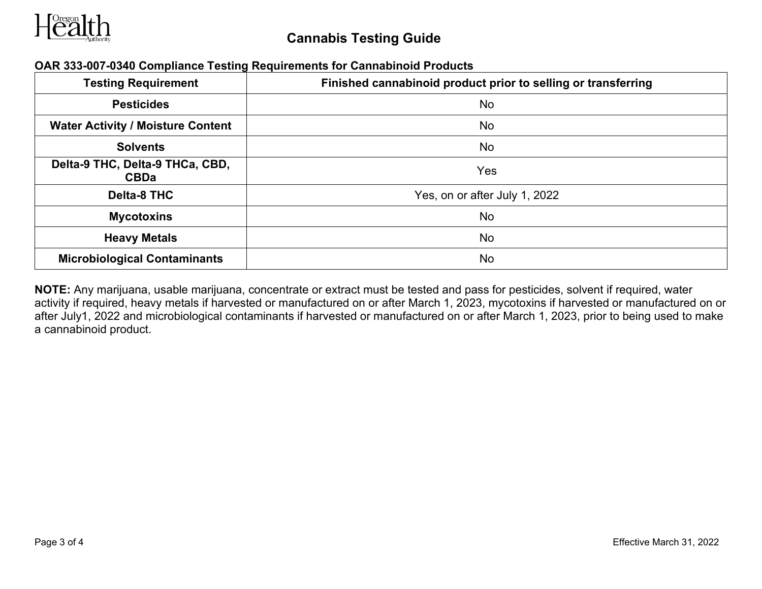## Cannabis Testing Guide

**OAR 333-007-0340 Compliance Testing Requirements for Cannabinoid Products**

| Testing Requirement | Finished cannabinoid product prior to selling or transferring |
|---|---|
| **Pesticides** | No |
| **Water Activity / Moisture Content** | No |
| **Solvents** | No |
| **Delta-9 THC, Delta-9 THCa, CBD, CBDa** | Yes |
| **Delta-8 THC** | Yes, on or after July 1, 2022 |
| **Mycotoxins** | No |
| **Heavy Metals** | No |
| **Microbiological Contaminants** | No |

**NOTE:** Any marijuana, usable marijuana, concentrate or extract must be tested and pass for pesticides, solvent if required, water activity if required, heavy metals if harvested or manufactured on or after March 1, 2023, mycotoxins if harvested or manufactured on or after July1, 2022 and microbiological contaminants if harvested or manufactured on or after March 1, 2023, prior to being used to make a cannabinoid product.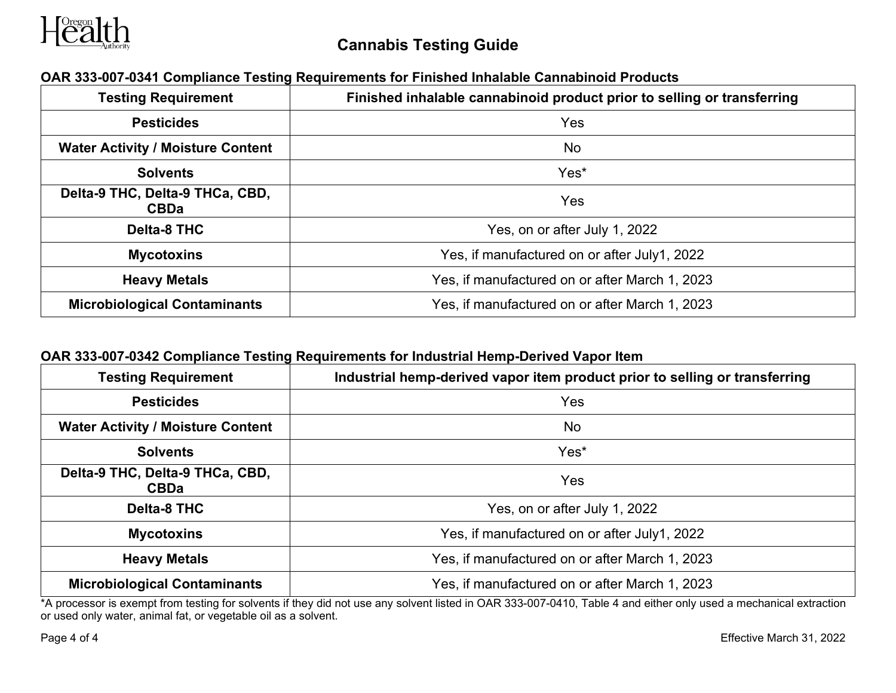# Cannabis Testing Guide

### OAR 333-007-0341 Compliance Testing Requirements for Finished Inhalable Cannabinoid Products

| Testing Requirement | Finished inhalable cannabinoid product prior to selling or transferring |
|---|---|
| Pesticides | Yes |
| Water Activity / Moisture Content | No |
| Solvents | Yes* |
| Delta-9 THC, Delta-9 THCa, CBD, CBDa | Yes |
| Delta-8 THC | Yes, on or after July 1, 2022 |
| Mycotoxins | Yes, if manufactured on or after July1, 2022 |
| Heavy Metals | Yes, if manufactured on or after March 1, 2023 |
| Microbiological Contaminants | Yes, if manufactured on or after March 1, 2023 |

### OAR 333-007-0342 Compliance Testing Requirements for Industrial Hemp-Derived Vapor Item

| Testing Requirement | Industrial hemp-derived vapor item product prior to selling or transferring |
|---|---|
| Pesticides | Yes |
| Water Activity / Moisture Content | No |
| Solvents | Yes* |
| Delta-9 THC, Delta-9 THCa, CBD, CBDa | Yes |
| Delta-8 THC | Yes, on or after July 1, 2022 |
| Mycotoxins | Yes, if manufactured on or after July1, 2022 |
| Heavy Metals | Yes, if manufactured on or after March 1, 2023 |
| Microbiological Contaminants | Yes, if manufactured on or after March 1, 2023 |

*A processor is exempt from testing for solvents if they did not use any solvent listed in OAR 333-007-0410, Table 4 and either only used a mechanical extraction or used only water, animal fat, or vegetable oil as a solvent.

Effective March 31, 2022